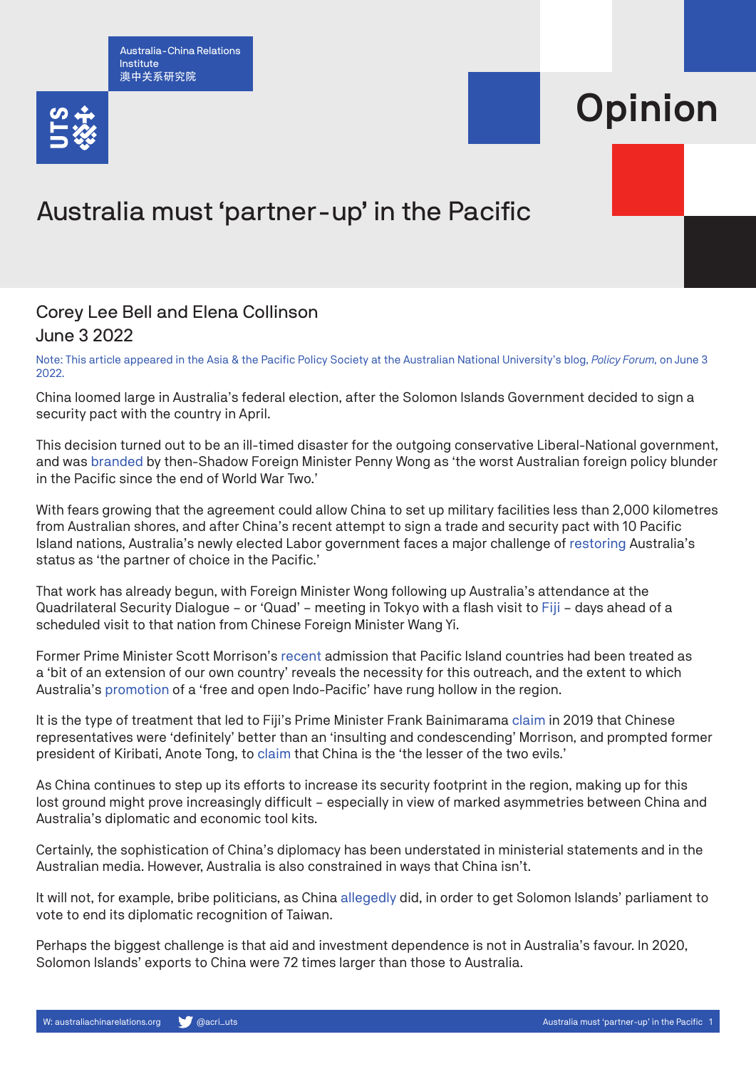Australia-China Relations Institute
澳中关系研究院

Opinion

# Australia must 'partner-up' in the Pacific

Corey Lee Bell and Elena Collinson
June 3 2022

Note: This article appeared in the Asia & the Pacific Policy Society at the Australian National University's blog, *Policy Forum*, on June 3 2022.

China loomed large in Australia's federal election, after the Solomon Islands Government decided to sign a security pact with the country in April.

This decision turned out to be an ill-timed disaster for the outgoing conservative Liberal-National government, and was branded by then-Shadow Foreign Minister Penny Wong as 'the worst Australian foreign policy blunder in the Pacific since the end of World War Two.'

With fears growing that the agreement could allow China to set up military facilities less than 2,000 kilometres from Australian shores, and after China's recent attempt to sign a trade and security pact with 10 Pacific Island nations, Australia's newly elected Labor government faces a major challenge of restoring Australia's status as 'the partner of choice in the Pacific.'

That work has already begun, with Foreign Minister Wong following up Australia's attendance at the Quadrilateral Security Dialogue – or 'Quad' – meeting in Tokyo with a flash visit to Fiji – days ahead of a scheduled visit to that nation from Chinese Foreign Minister Wang Yi.

Former Prime Minister Scott Morrison's recent admission that Pacific Island countries had been treated as a 'bit of an extension of our own country' reveals the necessity for this outreach, and the extent to which Australia's promotion of a 'free and open Indo-Pacific' have rung hollow in the region.

It is the type of treatment that led to Fiji's Prime Minister Frank Bainimarama claim in 2019 that Chinese representatives were 'definitely' better than an 'insulting and condescending' Morrison, and prompted former president of Kiribati, Anote Tong, to claim that China is the 'the lesser of the two evils.'

As China continues to step up its efforts to increase its security footprint in the region, making up for this lost ground might prove increasingly difficult – especially in view of marked asymmetries between China and Australia's diplomatic and economic tool kits.

Certainly, the sophistication of China's diplomacy has been understated in ministerial statements and in the Australian media. However, Australia is also constrained in ways that China isn't.

It will not, for example, bribe politicians, as China allegedly did, in order to get Solomon Islands' parliament to vote to end its diplomatic recognition of Taiwan.

Perhaps the biggest challenge is that aid and investment dependence is not in Australia's favour. In 2020, Solomon Islands' exports to China were 72 times larger than those to Australia.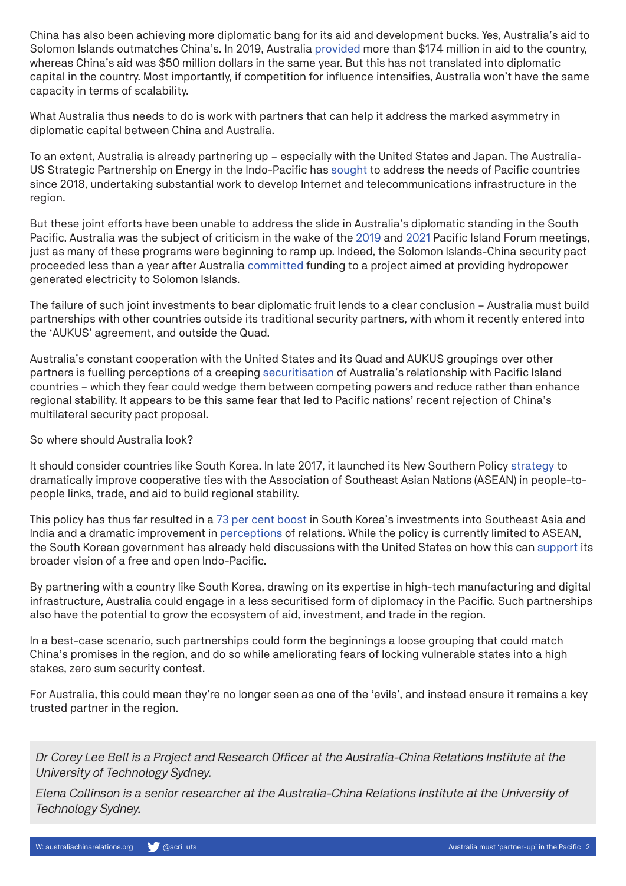China has also been achieving more diplomatic bang for its aid and development bucks. Yes, Australia's aid to Solomon Islands outmatches China's. In 2019, Australia provided more than $174 million in aid to the country, whereas China's aid was $50 million dollars in the same year. But this has not translated into diplomatic capital in the country. Most importantly, if competition for influence intensifies, Australia won't have the same capacity in terms of scalability.

What Australia thus needs to do is work with partners that can help it address the marked asymmetry in diplomatic capital between China and Australia.

To an extent, Australia is already partnering up – especially with the United States and Japan. The Australia-US Strategic Partnership on Energy in the Indo-Pacific has sought to address the needs of Pacific countries since 2018, undertaking substantial work to develop Internet and telecommunications infrastructure in the region.

But these joint efforts have been unable to address the slide in Australia's diplomatic standing in the South Pacific. Australia was the subject of criticism in the wake of the 2019 and 2021 Pacific Island Forum meetings, just as many of these programs were beginning to ramp up. Indeed, the Solomon Islands-China security pact proceeded less than a year after Australia committed funding to a project aimed at providing hydropower generated electricity to Solomon Islands.

The failure of such joint investments to bear diplomatic fruit lends to a clear conclusion – Australia must build partnerships with other countries outside its traditional security partners, with whom it recently entered into the 'AUKUS' agreement, and outside the Quad.

Australia's constant cooperation with the United States and its Quad and AUKUS groupings over other partners is fuelling perceptions of a creeping securitisation of Australia's relationship with Pacific Island countries – which they fear could wedge them between competing powers and reduce rather than enhance regional stability. It appears to be this same fear that led to Pacific nations' recent rejection of China's multilateral security pact proposal.

So where should Australia look?

It should consider countries like South Korea. In late 2017, it launched its New Southern Policy strategy to dramatically improve cooperative ties with the Association of Southeast Asian Nations (ASEAN) in people-to-people links, trade, and aid to build regional stability.

This policy has thus far resulted in a 73 per cent boost in South Korea's investments into Southeast Asia and India and a dramatic improvement in perceptions of relations. While the policy is currently limited to ASEAN, the South Korean government has already held discussions with the United States on how this can support its broader vision of a free and open Indo-Pacific.

By partnering with a country like South Korea, drawing on its expertise in high-tech manufacturing and digital infrastructure, Australia could engage in a less securitised form of diplomacy in the Pacific. Such partnerships also have the potential to grow the ecosystem of aid, investment, and trade in the region.

In a best-case scenario, such partnerships could form the beginnings a loose grouping that could match China's promises in the region, and do so while ameliorating fears of locking vulnerable states into a high stakes, zero sum security contest.

For Australia, this could mean they're no longer seen as one of the 'evils', and instead ensure it remains a key trusted partner in the region.

*Dr Corey Lee Bell is a Project and Research Officer at the Australia-China Relations Institute at the University of Technology Sydney.*

*Elena Collinson is a senior researcher at the Australia-China Relations Institute at the University of Technology Sydney.*